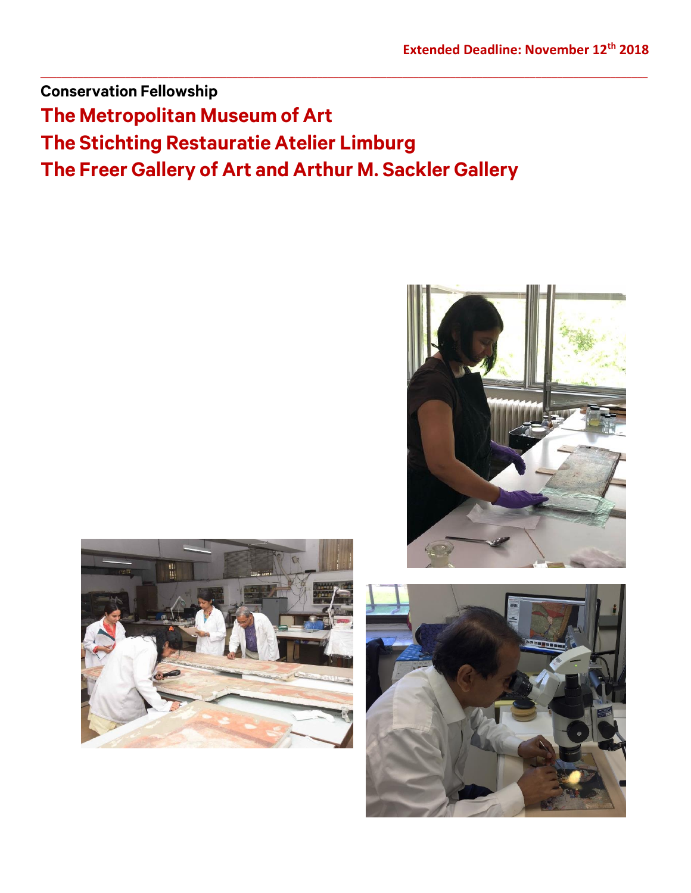**Extended Deadline: November 12th 2018**

---

**Conservation Fellowship**

# The Metropolitan Museum of Art
# The Stichting Restauratie Atelier Limburg
# The Freer Gallery of Art and Arthur M. Sackler Gallery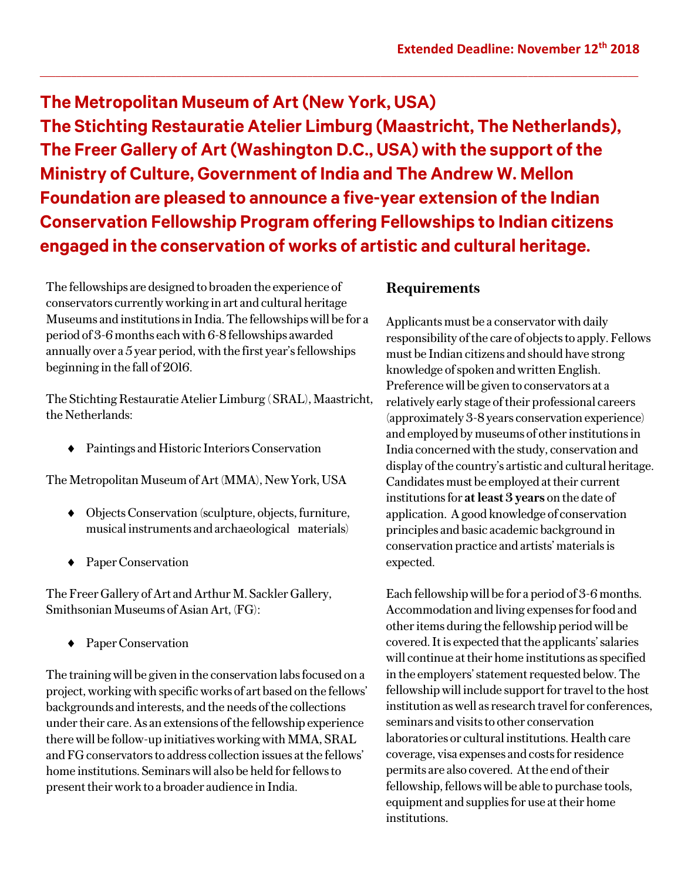**Extended Deadline: November 12th 2018**

---

# The Metropolitan Museum of Art (New York, USA) The Stichting Restauratie Atelier Limburg (Maastricht, The Netherlands), The Freer Gallery of Art (Washington D.C., USA) with the support of the Ministry of Culture, Government of India and The Andrew W. Mellon Foundation are pleased to announce a five-year extension of the Indian Conservation Fellowship Program offering Fellowships to Indian citizens engaged in the conservation of works of artistic and cultural heritage.

The fellowships are designed to broaden the experience of conservators currently working in art and cultural heritage Museums and institutions in India. The fellowships will be for a period of 3-6 months each with 6-8 fellowships awarded annually over a 5 year period, with the first year's fellowships beginning in the fall of 2016.

The Stichting Restauratie Atelier Limburg (SRAL), Maastricht, the Netherlands:

- Paintings and Historic Interiors Conservation

The Metropolitan Museum of Art (MMA), New York, USA

- Objects Conservation (sculpture, objects, furniture, musical instruments and archaeological materials)
- Paper Conservation

The Freer Gallery of Art and Arthur M. Sackler Gallery, Smithsonian Museums of Asian Art, (FG):

- Paper Conservation

The training will be given in the conservation labs focused on a project, working with specific works of art based on the fellows' backgrounds and interests, and the needs of the collections under their care. As an extensions of the fellowship experience there will be follow-up initiatives working with MMA, SRAL and FG conservators to address collection issues at the fellows' home institutions. Seminars will also be held for fellows to present their work to a broader audience in India.

## Requirements

Applicants must be a conservator with daily responsibility of the care of objects to apply. Fellows must be Indian citizens and should have strong knowledge of spoken and written English. Preference will be given to conservators at a relatively early stage of their professional careers (approximately 3-8 years conservation experience) and employed by museums of other institutions in India concerned with the study, conservation and display of the country's artistic and cultural heritage. Candidates must be employed at their current institutions for **at least 3 years** on the date of application. A good knowledge of conservation principles and basic academic background in conservation practice and artists' materials is expected.

Each fellowship will be for a period of 3-6 months. Accommodation and living expenses for food and other items during the fellowship period will be covered. It is expected that the applicants' salaries will continue at their home institutions as specified in the employers' statement requested below. The fellowship will include support for travel to the host institution as well as research travel for conferences, seminars and visits to other conservation laboratories or cultural institutions. Health care coverage, visa expenses and costs for residence permits are also covered. At the end of their fellowship, fellows will be able to purchase tools, equipment and supplies for use at their home institutions.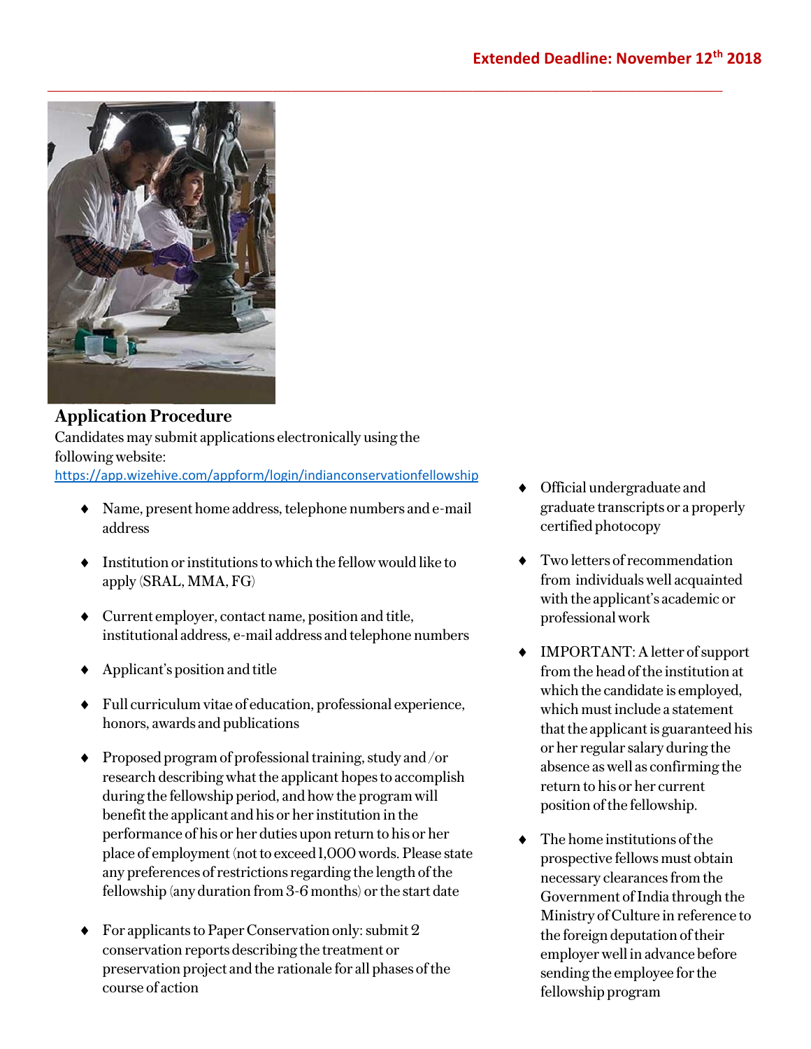**Extended Deadline: November 12th 2018**

## Application Procedure

Candidates may submit applications electronically using the following website: https://app.wizehive.com/appform/login/indianconservationfellowship

- Name, present home address, telephone numbers and e-mail address
- Institution or institutions to which the fellow would like to apply (SRAL, MMA, FG)
- Current employer, contact name, position and title, institutional address, e-mail address and telephone numbers
- Applicant's position and title
- Full curriculum vitae of education, professional experience, honors, awards and publications
- Proposed program of professional training, study and /or research describing what the applicant hopes to accomplish during the fellowship period, and how the program will benefit the applicant and his or her institution in the performance of his or her duties upon return to his or her place of employment (not to exceed 1,000 words. Please state any preferences of restrictions regarding the length of the fellowship (any duration from 3-6 months) or the start date
- For applicants to Paper Conservation only: submit 2 conservation reports describing the treatment or preservation project and the rationale for all phases of the course of action
- Official undergraduate and graduate transcripts or a properly certified photocopy
- Two letters of recommendation from individuals well acquainted with the applicant's academic or professional work
- IMPORTANT: A letter of support from the head of the institution at which the candidate is employed, which must include a statement that the applicant is guaranteed his or her regular salary during the absence as well as confirming the return to his or her current position of the fellowship.
- The home institutions of the prospective fellows must obtain necessary clearances from the Government of India through the Ministry of Culture in reference to the foreign deputation of their employer well in advance before sending the employee for the fellowship program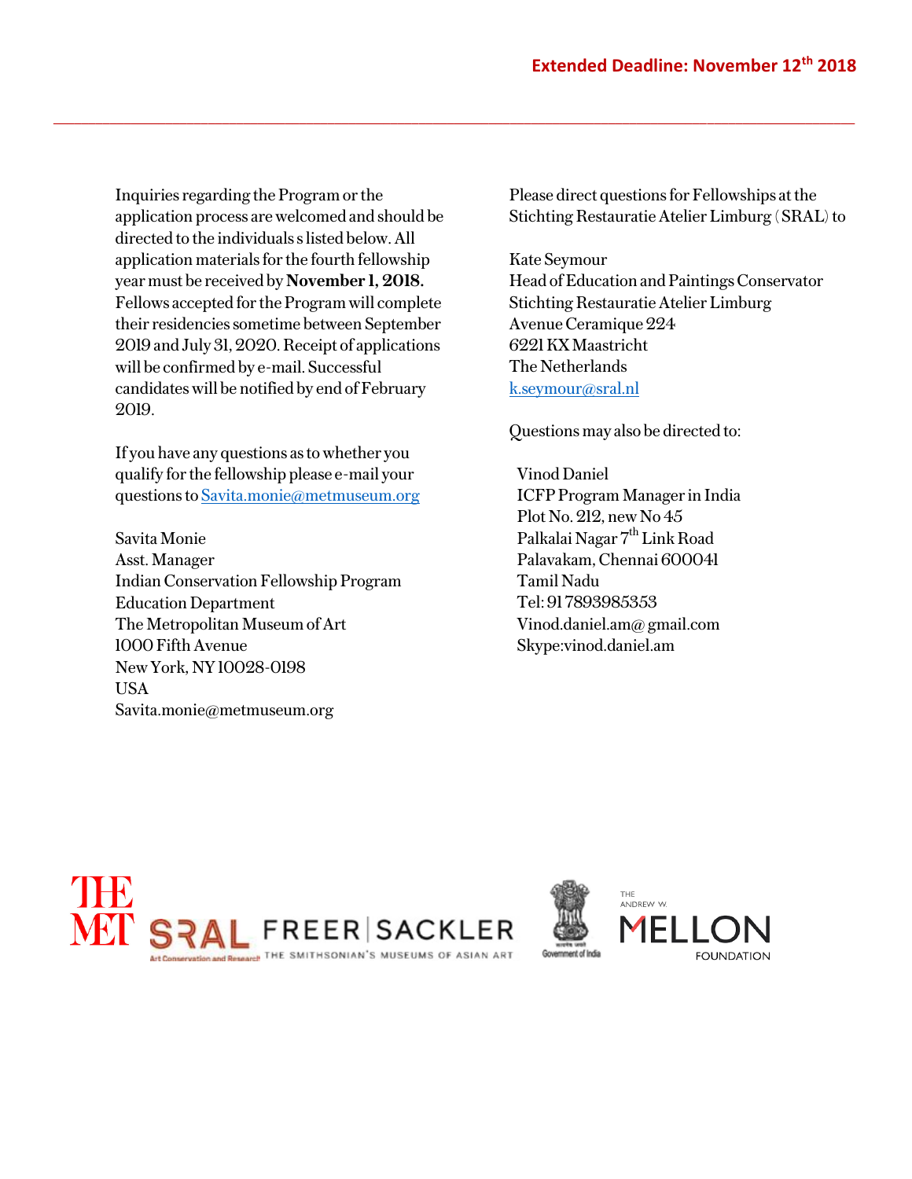**Extended Deadline: November 12th 2018**

---

Inquiries regarding the Program or the application process are welcomed and should be directed to the individuals s listed below. All application materials for the fourth fellowship year must be received by **November 1, 2018.** Fellows accepted for the Program will complete their residencies sometime between September 2019 and July 31, 2020. Receipt of applications will be confirmed by e-mail. Successful candidates will be notified by end of February 2019.

If you have any questions as to whether you qualify for the fellowship please e-mail your questions to [Savita.monie@metmuseum.org](mailto:Savita.monie@metmuseum.org)

Savita Monie
Asst. Manager
Indian Conservation Fellowship Program
Education Department
The Metropolitan Museum of Art
1000 Fifth Avenue
New York, NY 10028-0198
USA
Savita.monie@metmuseum.org

Please direct questions for Fellowships at the Stichting Restauratie Atelier Limburg (SRAL) to

Kate Seymour
Head of Education and Paintings Conservator
Stichting Restauratie Atelier Limburg
Avenue Ceramique 224
6221 KX Maastricht
The Netherlands
[k.seymour@sral.nl](mailto:k.seymour@sral.nl)

Questions may also be directed to:

Vinod Daniel
ICFP Program Manager in India
Plot No. 212, new No 45
Palkalai Nagar 7th Link Road
Palavakam, Chennai 600041
Tamil Nadu
Tel: 91 7893985353
Vinod.daniel.am@ gmail.com
Skype:vinod.daniel.am

THE MET — SRAL Art Conservation and Research — FREER|SACKLER THE SMITHSONIAN'S MUSEUMS OF ASIAN ART — Government of India — THE ANDREW W. MELLON FOUNDATION